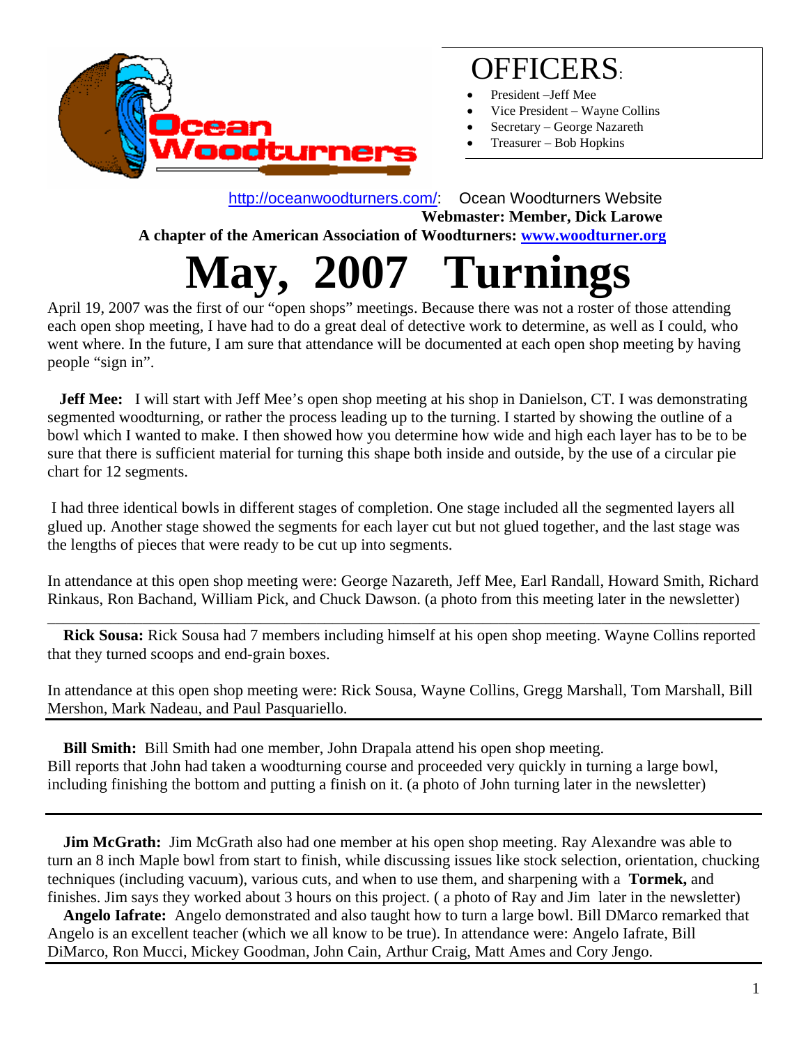# OFFICERS:

- President –Jeff Mee
- Vice President – Wayne Collins
- Secretary – George Nazareth
- Treasurer – Bob Hopkins

http://oceanwoodturners.com/: Ocean Woodturners Website

**Webmaster: Member, Dick Larowe**

**A chapter of the American Association of Woodturners: www.woodturner.org**

# May, 2007 Turnings

April 19, 2007 was the first of our "open shops" meetings. Because there was not a roster of those attending each open shop meeting, I have had to do a great deal of detective work to determine, as well as I could, who went where. In the future, I am sure that attendance will be documented at each open shop meeting by having people "sign in".

**Jeff Mee:** I will start with Jeff Mee's open shop meeting at his shop in Danielson, CT. I was demonstrating segmented woodturning, or rather the process leading up to the turning. I started by showing the outline of a bowl which I wanted to make. I then showed how you determine how wide and high each layer has to be to be sure that there is sufficient material for turning this shape both inside and outside, by the use of a circular pie chart for 12 segments.

I had three identical bowls in different stages of completion. One stage included all the segmented layers all glued up. Another stage showed the segments for each layer cut but not glued together, and the last stage was the lengths of pieces that were ready to be cut up into segments.

In attendance at this open shop meeting were: George Nazareth, Jeff Mee, Earl Randall, Howard Smith, Richard Rinkaus, Ron Bachand, William Pick, and Chuck Dawson. (a photo from this meeting later in the newsletter)

---

**Rick Sousa:** Rick Sousa had 7 members including himself at his open shop meeting. Wayne Collins reported that they turned scoops and end-grain boxes.

In attendance at this open shop meeting were: Rick Sousa, Wayne Collins, Gregg Marshall, Tom Marshall, Bill Mershon, Mark Nadeau, and Paul Pasquariello.

---

**Bill Smith:** Bill Smith had one member, John Drapala attend his open shop meeting. Bill reports that John had taken a woodturning course and proceeded very quickly in turning a large bowl, including finishing the bottom and putting a finish on it. (a photo of John turning later in the newsletter)

---

**Jim McGrath:** Jim McGrath also had one member at his open shop meeting. Ray Alexandre was able to turn an 8 inch Maple bowl from start to finish, while discussing issues like stock selection, orientation, chucking techniques (including vacuum), various cuts, and when to use them, and sharpening with a **Tormek,** and finishes. Jim says they worked about 3 hours on this project. ( a photo of Ray and Jim later in the newsletter)

**Angelo Iafrate:** Angelo demonstrated and also taught how to turn a large bowl. Bill DMarco remarked that Angelo is an excellent teacher (which we all know to be true). In attendance were: Angelo Iafrate, Bill DiMarco, Ron Mucci, Mickey Goodman, John Cain, Arthur Craig, Matt Ames and Cory Jengo.

---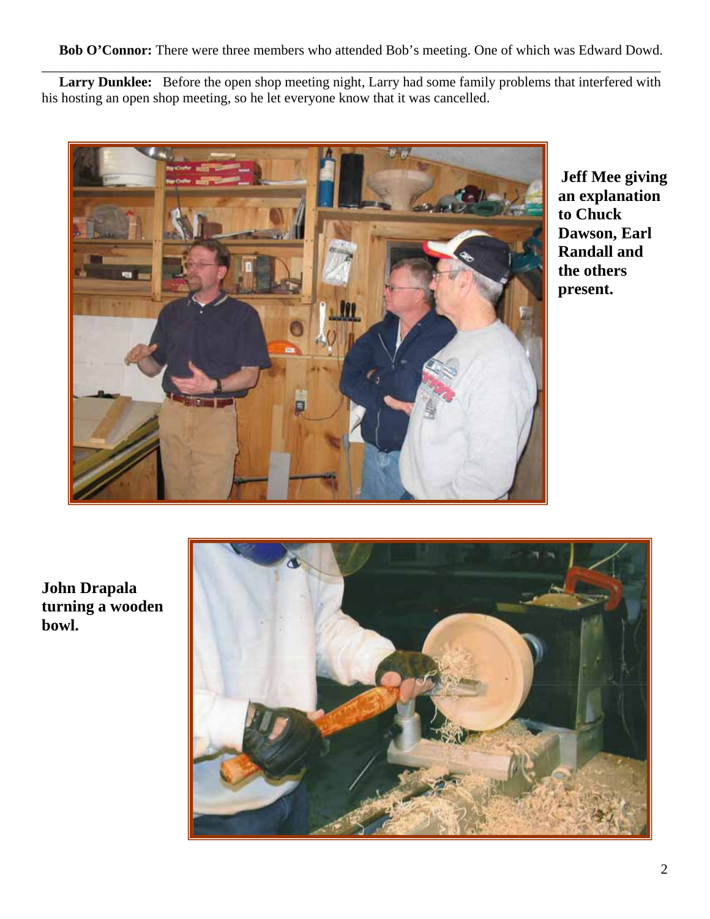**Bob O'Connor:** There were three members who attended Bob's meeting. One of which was Edward Dowd.

---

**Larry Dunklee:** Before the open shop meeting night, Larry had some family problems that interfered with his hosting an open shop meeting, so he let everyone know that it was cancelled.

**Jeff Mee giving an explanation to Chuck Dawson, Earl Randall and the others present.**

**John Drapala turning a wooden bowl.**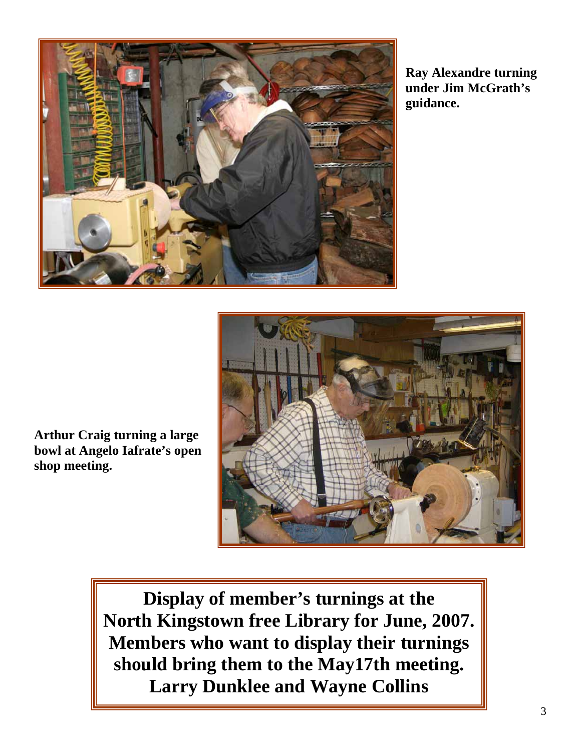**Ray Alexandre turning under Jim McGrath's guidance.**

**Arthur Craig turning a large bowl at Angelo Iafrate's open shop meeting.**

**Display of member's turnings at the North Kingstown free Library for June, 2007. Members who want to display their turnings should bring them to the May17th meeting. Larry Dunklee and Wayne Collins**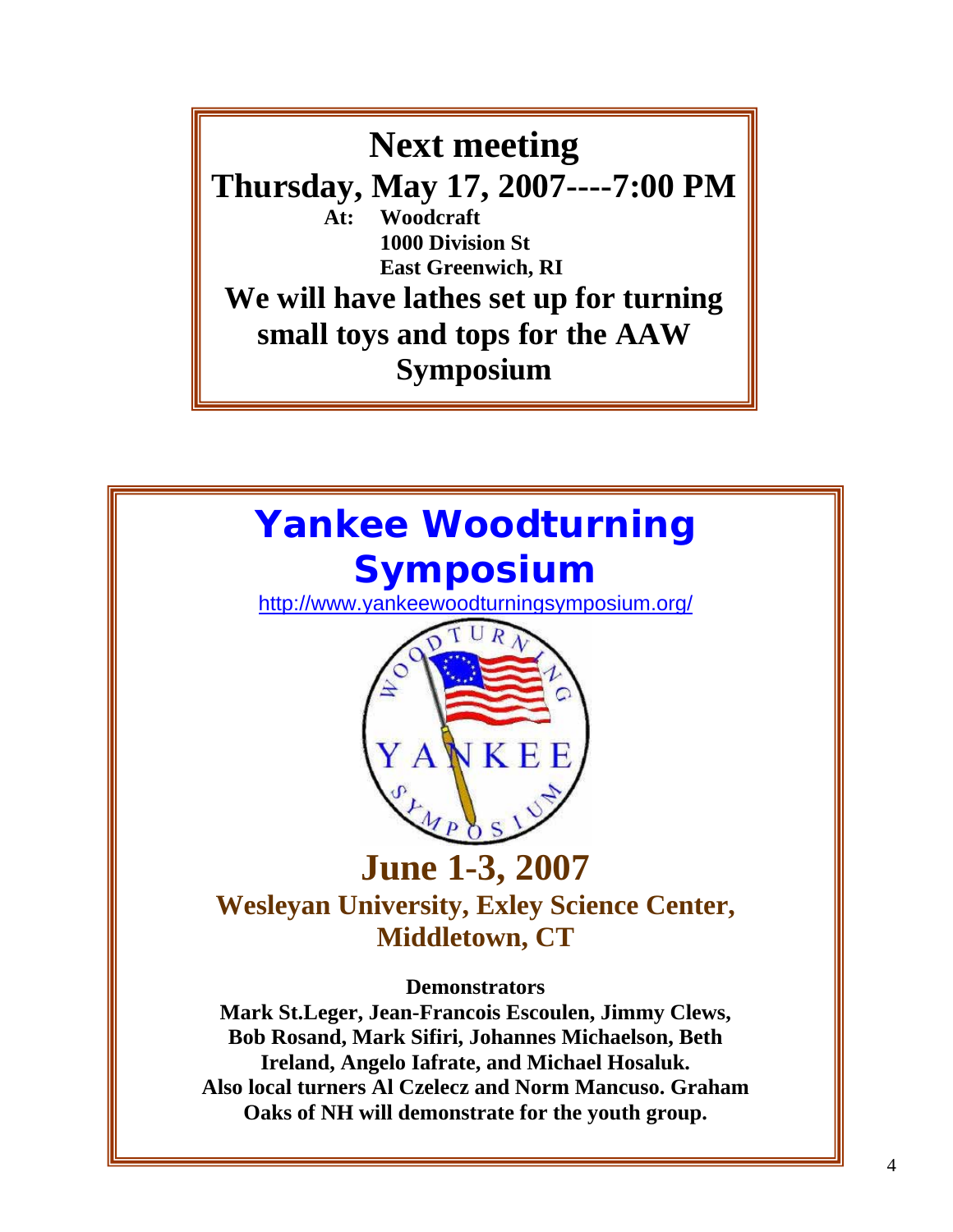## Next meeting

## Thursday, May 17, 2007----7:00 PM

**At: Woodcraft**
**1000 Division St**
**East Greenwich, RI**

**We will have lathes set up for turning small toys and tops for the AAW Symposium**

# Yankee Woodturning Symposium

http://www.yankeewoodturningsymposium.org/

## June 1-3, 2007

**Wesleyan University, Exley Science Center, Middletown, CT**

**Demonstrators**

**Mark St.Leger, Jean-Francois Escoulen, Jimmy Clews, Bob Rosand, Mark Sifiri, Johannes Michaelson, Beth Ireland, Angelo Iafrate, and Michael Hosaluk. Also local turners Al Czelecz and Norm Mancuso. Graham Oaks of NH will demonstrate for the youth group.**